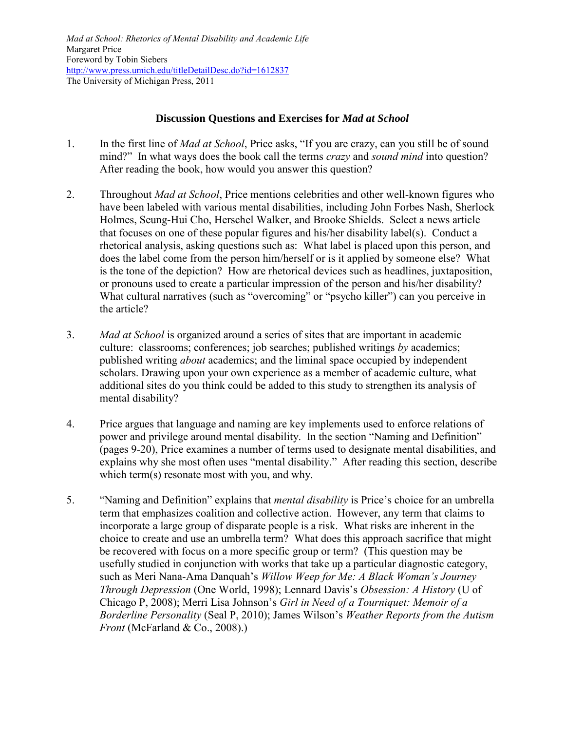*Mad at School: Rhetorics of Mental Disability and Academic Life*
Margaret Price
Foreword by Tobin Siebers
http://www.press.umich.edu/titleDetailDesc.do?id=1612837
The University of Michigan Press, 2011

## Discussion Questions and Exercises for *Mad at School*

1. In the first line of *Mad at School*, Price asks, "If you are crazy, can you still be of sound mind?" In what ways does the book call the terms *crazy* and *sound mind* into question? After reading the book, how would you answer this question?

2. Throughout *Mad at School*, Price mentions celebrities and other well-known figures who have been labeled with various mental disabilities, including John Forbes Nash, Sherlock Holmes, Seung-Hui Cho, Herschel Walker, and Brooke Shields. Select a news article that focuses on one of these popular figures and his/her disability label(s). Conduct a rhetorical analysis, asking questions such as: What label is placed upon this person, and does the label come from the person him/herself or is it applied by someone else? What is the tone of the depiction? How are rhetorical devices such as headlines, juxtaposition, or pronouns used to create a particular impression of the person and his/her disability? What cultural narratives (such as "overcoming" or "psycho killer") can you perceive in the article?

3. *Mad at School* is organized around a series of sites that are important in academic culture: classrooms; conferences; job searches; published writings *by* academics; published writing *about* academics; and the liminal space occupied by independent scholars. Drawing upon your own experience as a member of academic culture, what additional sites do you think could be added to this study to strengthen its analysis of mental disability?

4. Price argues that language and naming are key implements used to enforce relations of power and privilege around mental disability. In the section "Naming and Definition" (pages 9-20), Price examines a number of terms used to designate mental disabilities, and explains why she most often uses "mental disability." After reading this section, describe which term(s) resonate most with you, and why.

5. "Naming and Definition" explains that *mental disability* is Price's choice for an umbrella term that emphasizes coalition and collective action. However, any term that claims to incorporate a large group of disparate people is a risk. What risks are inherent in the choice to create and use an umbrella term? What does this approach sacrifice that might be recovered with focus on a more specific group or term? (This question may be usefully studied in conjunction with works that take up a particular diagnostic category, such as Meri Nana-Ama Danquah's *Willow Weep for Me: A Black Woman's Journey Through Depression* (One World, 1998); Lennard Davis's *Obsession: A History* (U of Chicago P, 2008); Merri Lisa Johnson's *Girl in Need of a Tourniquet: Memoir of a Borderline Personality* (Seal P, 2010); James Wilson's *Weather Reports from the Autism Front* (McFarland & Co., 2008).)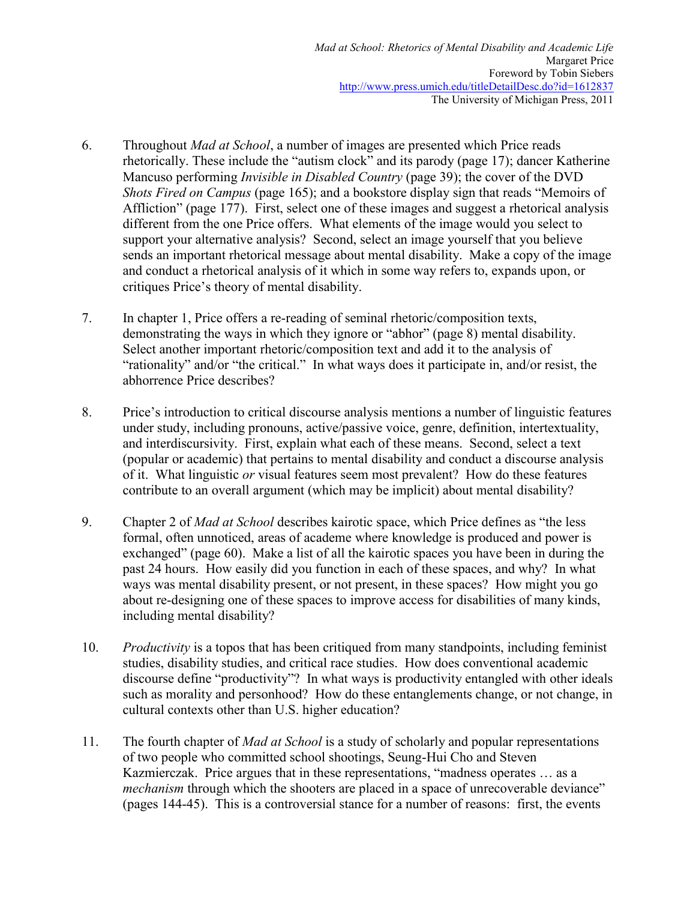6. Throughout *Mad at School*, a number of images are presented which Price reads rhetorically. These include the "autism clock" and its parody (page 17); dancer Katherine Mancuso performing *Invisible in Disabled Country* (page 39); the cover of the DVD *Shots Fired on Campus* (page 165); and a bookstore display sign that reads "Memoirs of Affliction" (page 177). First, select one of these images and suggest a rhetorical analysis different from the one Price offers. What elements of the image would you select to support your alternative analysis? Second, select an image yourself that you believe sends an important rhetorical message about mental disability. Make a copy of the image and conduct a rhetorical analysis of it which in some way refers to, expands upon, or critiques Price's theory of mental disability.

7. In chapter 1, Price offers a re-reading of seminal rhetoric/composition texts, demonstrating the ways in which they ignore or "abhor" (page 8) mental disability. Select another important rhetoric/composition text and add it to the analysis of "rationality" and/or "the critical." In what ways does it participate in, and/or resist, the abhorrence Price describes?

8. Price's introduction to critical discourse analysis mentions a number of linguistic features under study, including pronouns, active/passive voice, genre, definition, intertextuality, and interdiscursivity. First, explain what each of these means. Second, select a text (popular or academic) that pertains to mental disability and conduct a discourse analysis of it. What linguistic *or* visual features seem most prevalent? How do these features contribute to an overall argument (which may be implicit) about mental disability?

9. Chapter 2 of *Mad at School* describes kairotic space, which Price defines as "the less formal, often unnoticed, areas of academe where knowledge is produced and power is exchanged" (page 60). Make a list of all the kairotic spaces you have been in during the past 24 hours. How easily did you function in each of these spaces, and why? In what ways was mental disability present, or not present, in these spaces? How might you go about re-designing one of these spaces to improve access for disabilities of many kinds, including mental disability?

10. *Productivity* is a topos that has been critiqued from many standpoints, including feminist studies, disability studies, and critical race studies. How does conventional academic discourse define "productivity"? In what ways is productivity entangled with other ideals such as morality and personhood? How do these entanglements change, or not change, in cultural contexts other than U.S. higher education?

11. The fourth chapter of *Mad at School* is a study of scholarly and popular representations of two people who committed school shootings, Seung-Hui Cho and Steven Kazmierczak. Price argues that in these representations, "madness operates … as a *mechanism* through which the shooters are placed in a space of unrecoverable deviance" (pages 144-45). This is a controversial stance for a number of reasons: first, the events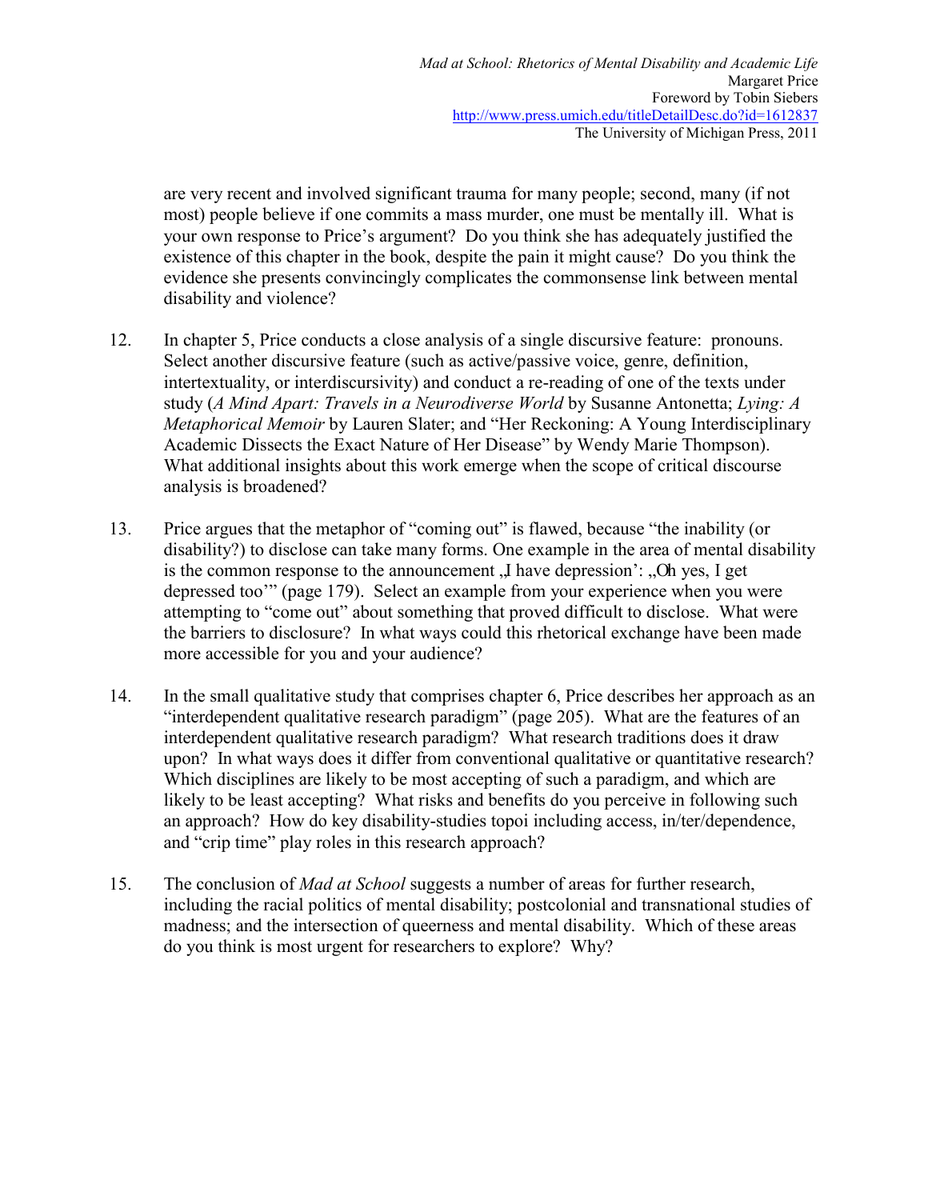are very recent and involved significant trauma for many people; second, many (if not most) people believe if one commits a mass murder, one must be mentally ill. What is your own response to Price's argument? Do you think she has adequately justified the existence of this chapter in the book, despite the pain it might cause? Do you think the evidence she presents convincingly complicates the commonsense link between mental disability and violence?

12. In chapter 5, Price conducts a close analysis of a single discursive feature: pronouns. Select another discursive feature (such as active/passive voice, genre, definition, intertextuality, or interdiscursivity) and conduct a re-reading of one of the texts under study (*A Mind Apart: Travels in a Neurodiverse World* by Susanne Antonetta; *Lying: A Metaphorical Memoir* by Lauren Slater; and "Her Reckoning: A Young Interdisciplinary Academic Dissects the Exact Nature of Her Disease" by Wendy Marie Thompson). What additional insights about this work emerge when the scope of critical discourse analysis is broadened?

13. Price argues that the metaphor of "coming out" is flawed, because "the inability (or disability?) to disclose can take many forms. One example in the area of mental disability is the common response to the announcement „I have depression': „Oh yes, I get depressed too'" (page 179). Select an example from your experience when you were attempting to "come out" about something that proved difficult to disclose. What were the barriers to disclosure? In what ways could this rhetorical exchange have been made more accessible for you and your audience?

14. In the small qualitative study that comprises chapter 6, Price describes her approach as an "interdependent qualitative research paradigm" (page 205). What are the features of an interdependent qualitative research paradigm? What research traditions does it draw upon? In what ways does it differ from conventional qualitative or quantitative research? Which disciplines are likely to be most accepting of such a paradigm, and which are likely to be least accepting? What risks and benefits do you perceive in following such an approach? How do key disability-studies topoi including access, in/ter/dependence, and "crip time" play roles in this research approach?

15. The conclusion of *Mad at School* suggests a number of areas for further research, including the racial politics of mental disability; postcolonial and transnational studies of madness; and the intersection of queerness and mental disability. Which of these areas do you think is most urgent for researchers to explore? Why?